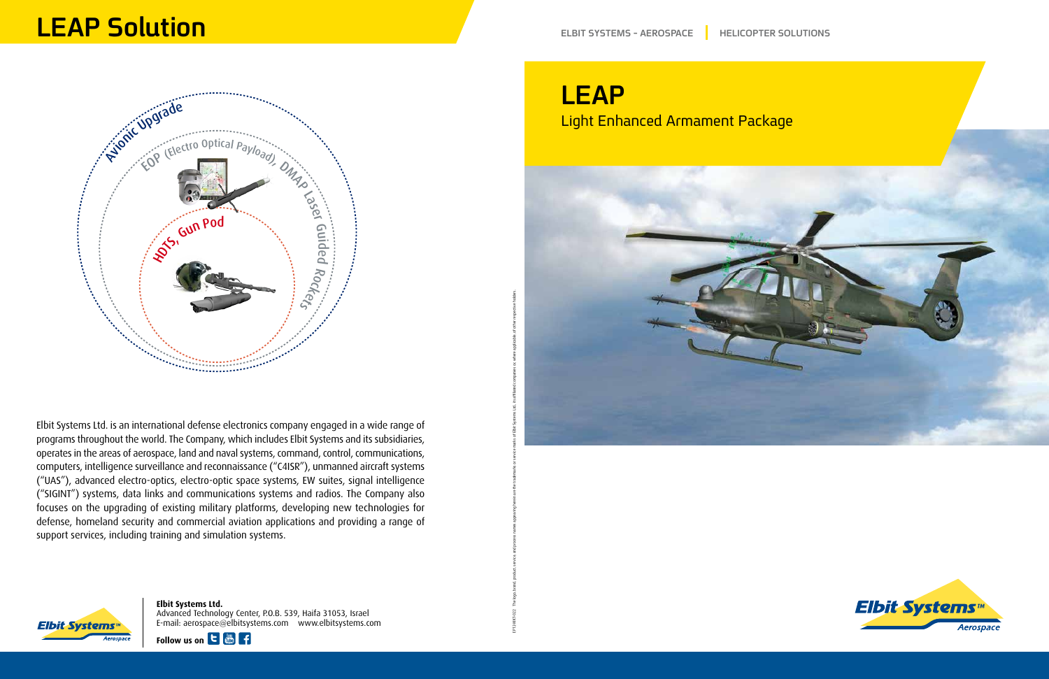# LEAP Solution

Avionic Upgrade

EOP (Electro Optical Payload), DMAP Laser Guided Rockets

HDTS, Gun Pod

Elbit Systems Ltd. is an international defense electronics company engaged in a wide range of programs throughout the world. The Company, which includes Elbit Systems and its subsidiaries, operates in the areas of aerospace, land and naval systems, command, control, communications, computers, intelligence surveillance and reconnaissance ("C4ISR"), unmanned aircraft systems ("UAS"), advanced electro-optics, electro-optic space systems, EW suites, signal intelligence ("SIGINT") systems, data links and communications systems and radios. The Company also focuses on the upgrading of existing military platforms, developing new technologies for defense, homeland security and commercial aviation applications and providing a range of support services, including training and simulation systems.

**Elbit Systems Ltd.**
Advanced Technology Center, P.O.B. 539, Haifa 31053, Israel
E-mail: aerospace@elbitsystems.com www.elbitsystems.com

**Follow us on**

ELBIT SYSTEMS - AEROSPACE | HELICOPTER SOLUTIONS

# LEAP

## Light Enhanced Armament Package

Elbit Systems™ Aerospace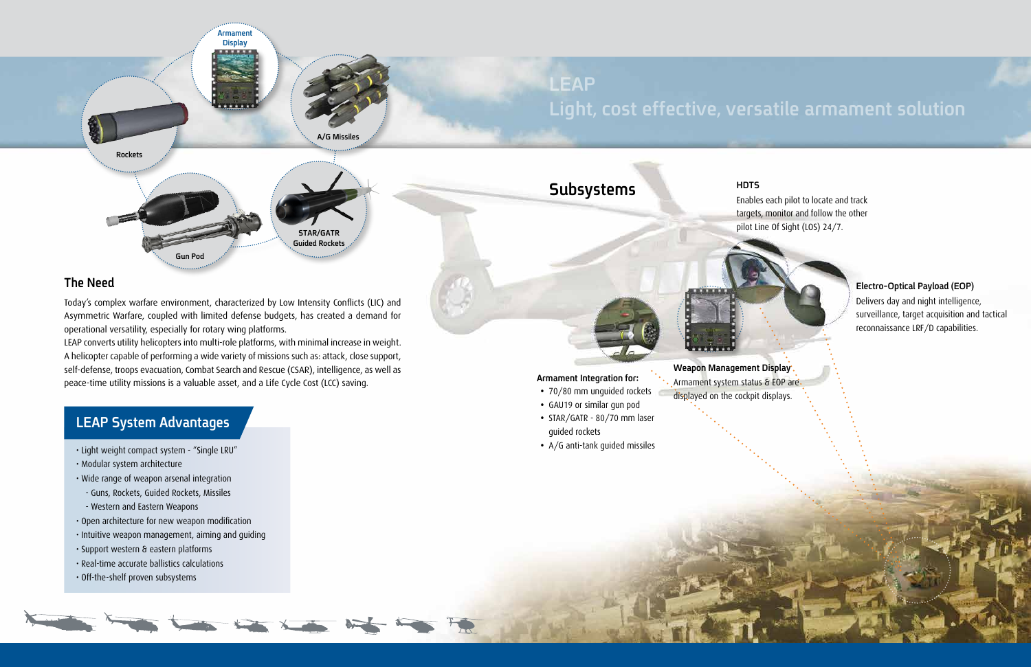# LEAP

## Light, cost effective, versatile armament solution

Armament Display

Rockets

A/G Missiles

STAR/GATR Guided Rockets

Gun Pod

## The Need

Today's complex warfare environment, characterized by Low Intensity Conflicts (LIC) and Asymmetric Warfare, coupled with limited defense budgets, has created a demand for operational versatility, especially for rotary wing platforms.

LEAP converts utility helicopters into multi-role platforms, with minimal increase in weight. A helicopter capable of performing a wide variety of missions such as: attack, close support, self-defense, troops evacuation, Combat Search and Rescue (CSAR), intelligence, as well as peace-time utility missions is a valuable asset, and a Life Cycle Cost (LCC) saving.

## LEAP System Advantages

- Light weight compact system - "Single LRU"
- Modular system architecture
- Wide range of weapon arsenal integration
  - Guns, Rockets, Guided Rockets, Missiles
  - Western and Eastern Weapons
- Open architecture for new weapon modification
- Intuitive weapon management, aiming and guiding
- Support western & eastern platforms
- Real-time accurate ballistics calculations
- Off-the-shelf proven subsystems

## Subsystems

### HDTS

Enables each pilot to locate and track targets, monitor and follow the other pilot Line Of Sight (LOS) 24/7.

### Electro-Optical Payload (EOP)

Delivers day and night intelligence, surveillance, target acquisition and tactical reconnaissance LRF/D capabilities.

### Armament Integration for:

- 70/80 mm unguided rockets
- GAU19 or similar gun pod
- STAR/GATR - 80/70 mm laser guided rockets
- A/G anti-tank guided missiles

### Weapon Management Display

Armament system status & EOP are displayed on the cockpit displays.